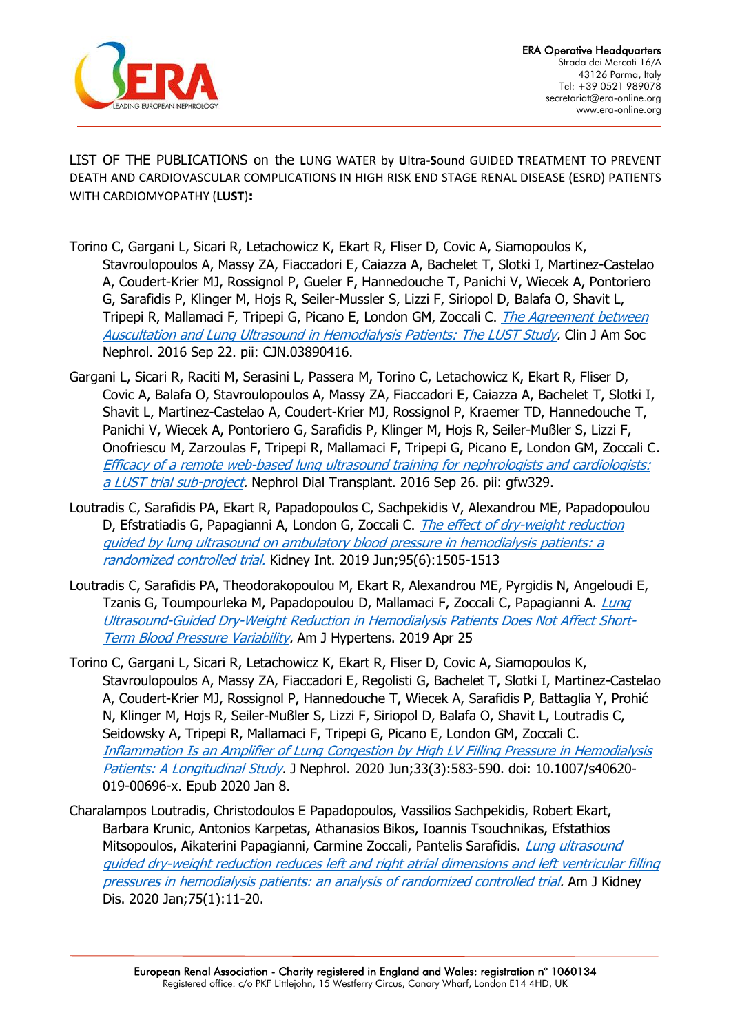LIST OF THE PUBLICATIONS on the **L**UNG WATER by **U**ltra-**S**ound GUIDED **T**REATMENT TO PREVENT DEATH AND CARDIOVASCULAR COMPLICATIONS IN HIGH RISK END STAGE RENAL DISEASE (ESRD) PATIENTS WITH CARDIOMYOPATHY (**LUST**)**:**

Torino C, Gargani L, Sicari R, Letachowicz K, Ekart R, Fliser D, Covic A, Siamopoulos K, Stavroulopoulos A, Massy ZA, Fiaccadori E, Caiazza A, Bachelet T, Slotki I, Martinez-Castelao A, Coudert-Krier MJ, Rossignol P, Gueler F, Hannedouche T, Panichi V, Wiecek A, Pontoriero G, Sarafidis P, Klinger M, Hojs R, Seiler-Mussler S, Lizzi F, Siriopol D, Balafa O, Shavit L, Tripepi R, Mallamaci F, Tripepi G, Picano E, London GM, Zoccali C. *The Agreement between Auscultation and Lung Ultrasound in Hemodialysis Patients: The LUST Study*. Clin J Am Soc Nephrol. 2016 Sep 22. pii: CJN.03890416.

Gargani L, Sicari R, Raciti M, Serasini L, Passera M, Torino C, Letachowicz K, Ekart R, Fliser D, Covic A, Balafo O, Stavroulopoulos A, Massy ZA, Fiaccadori E, Caiazza A, Bachelet T, Slotki I, Shavit L, Martinez-Castelao A, Coudert-Krier MJ, Rossignol P, Kraemer TD, Hannedouche T, Panichi V, Wiecek A, Pontoriero G, Sarafidis P, Klinger M, Hojs R, Seiler-Mußler S, Lizzi F, Onofriescu M, Zarzoulas F, Tripepi R, Mallamaci F, Tripepi G, Picano E, London GM, Zoccali C. *Efficacy of a remote web-based lung ultrasound training for nephrologists and cardiologists: a LUST trial sub-project*. Nephrol Dial Transplant. 2016 Sep 26. pii: gfw329.

Loutradis C, Sarafidis PA, Ekart R, Papadopoulos C, Sachpekidis V, Alexandrou ME, Papadopoulou D, Efstratiadis G, Papagianni A, London G, Zoccali C. *The effect of dry-weight reduction guided by lung ultrasound on ambulatory blood pressure in hemodialysis patients: a randomized controlled trial.* Kidney Int. 2019 Jun;95(6):1505-1513

Loutradis C, Sarafidis PA, Theodorakopoulou M, Ekart R, Alexandrou ME, Pyrgidis N, Angeloudi E, Tzanis G, Toumpourleka M, Papadopoulou D, Mallamaci F, Zoccali C, Papagianni A. *Lung Ultrasound-Guided Dry-Weight Reduction in Hemodialysis Patients Does Not Affect Short-Term Blood Pressure Variability*. Am J Hypertens. 2019 Apr 25

Torino C, Gargani L, Sicari R, Letachowicz K, Ekart R, Fliser D, Covic A, Siamopoulos K, Stavroulopoulos A, Massy ZA, Fiaccadori E, Regolisti G, Bachelet T, Slotki I, Martinez-Castelao A, Coudert-Krier MJ, Rossignol P, Hannedouche T, Wiecek A, Sarafidis P, Battaglia Y, Prohić N, Klinger M, Hojs R, Seiler-Mußler S, Lizzi F, Siriopol D, Balafo O, Shavit L, Loutradis C, Seidowsky A, Tripepi R, Mallamaci F, Tripepi G, Picano E, London GM, Zoccali C. *Inflammation Is an Amplifier of Lung Congestion by High LV Filling Pressure in Hemodialysis Patients: A Longitudinal Study*. J Nephrol. 2020 Jun;33(3):583-590. doi: 10.1007/s40620-019-00696-x. Epub 2020 Jan 8.

Charalampos Loutradis, Christodoulos E Papadopoulos, Vassilios Sachpekidis, Robert Ekart, Barbara Krunic, Antonios Karpetas, Athanasios Bikos, Ioannis Tsouchnikas, Efstathios Mitsopoulos, Aikaterini Papagianni, Carmine Zoccali, Pantelis Sarafidis. *Lung ultrasound guided dry-weight reduction reduces left and right atrial dimensions and left ventricular filling pressures in hemodialysis patients: an analysis of randomized controlled trial*. Am J Kidney Dis. 2020 Jan;75(1):11-20.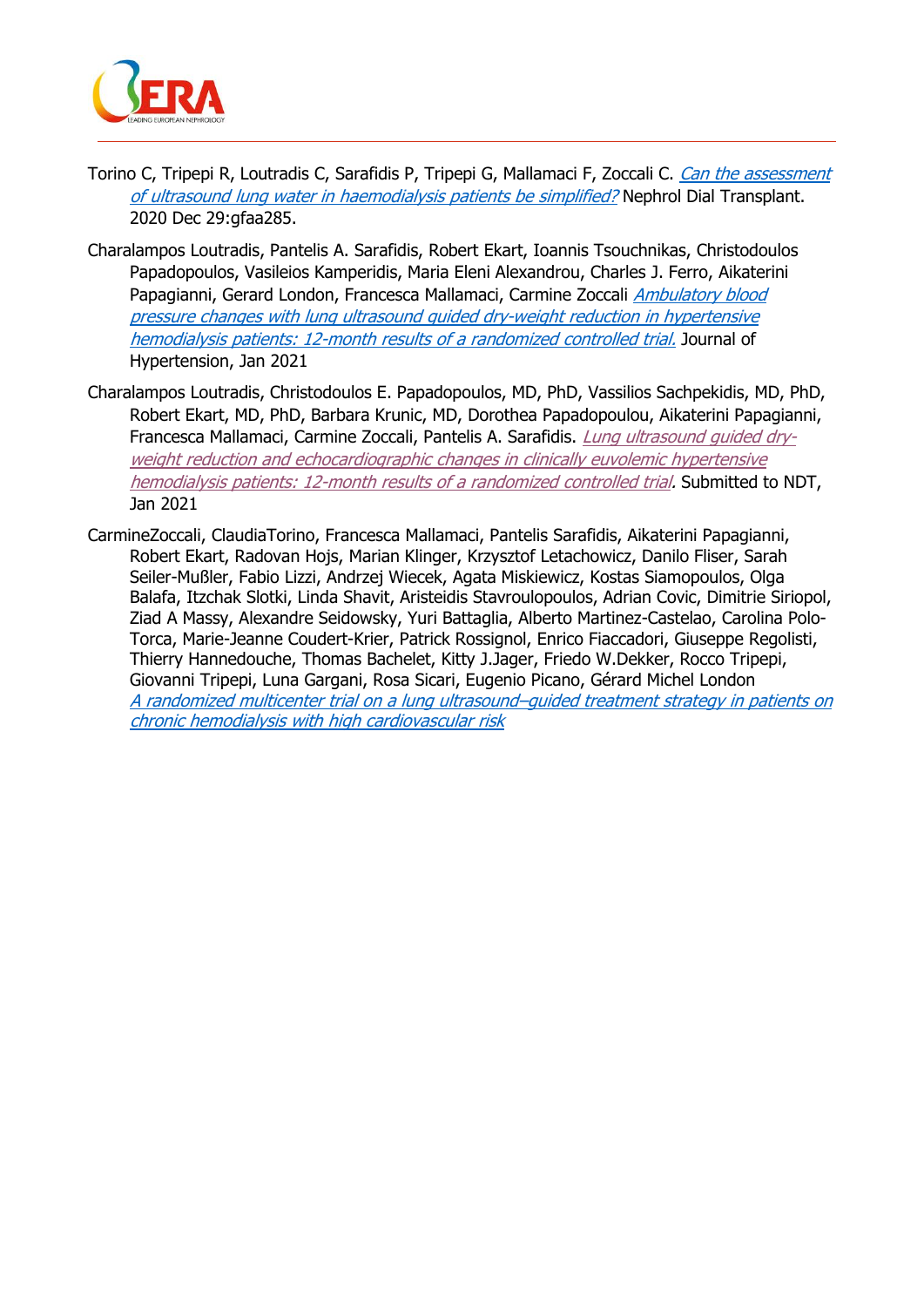Torino C, Tripepi R, Loutradis C, Sarafidis P, Tripepi G, Mallamaci F, Zoccali C. *Can the assessment of ultrasound lung water in haemodialysis patients be simplified?* Nephrol Dial Transplant. 2020 Dec 29:gfaa285.

Charalampos Loutradis, Pantelis A. Sarafidis, Robert Ekart, Ioannis Tsouchnikas, Christodoulos Papadopoulos, Vasileios Kamperidis, Maria Eleni Alexandrou, Charles J. Ferro, Aikaterini Papagianni, Gerard London, Francesca Mallamaci, Carmine Zoccali *Ambulatory blood pressure changes with lung ultrasound guided dry-weight reduction in hypertensive hemodialysis patients: 12-month results of a randomized controlled trial.* Journal of Hypertension, Jan 2021

Charalampos Loutradis, Christodoulos E. Papadopoulos, MD, PhD, Vassilios Sachpekidis, MD, PhD, Robert Ekart, MD, PhD, Barbara Krunic, MD, Dorothea Papadopoulou, Aikaterini Papagianni, Francesca Mallamaci, Carmine Zoccali, Pantelis A. Sarafidis. *Lung ultrasound guided dry-weight reduction and echocardiographic changes in clinically euvolemic hypertensive hemodialysis patients: 12-month results of a randomized controlled trial.* Submitted to NDT, Jan 2021

CarmineZoccali, ClaudiaTorino, Francesca Mallamaci, Pantelis Sarafidis, Aikaterini Papagianni, Robert Ekart, Radovan Hojs, Marian Klinger, Krzysztof Letachowicz, Danilo Fliser, Sarah Seiler-Mußler, Fabio Lizzi, Andrzej Wiecek, Agata Miskiewicz, Kostas Siamopoulos, Olga Balafa, Itzchak Slotki, Linda Shavit, Aristeidis Stavroulopoulos, Adrian Covic, Dimitrie Siriopol, Ziad A Massy, Alexandre Seidowsky, Yuri Battaglia, Alberto Martinez-Castelao, Carolina Polo-Torca, Marie-Jeanne Coudert-Krier, Patrick Rossignol, Enrico Fiaccadori, Giuseppe Regolisti, Thierry Hannedouche, Thomas Bachelet, Kitty J.Jager, Friedo W.Dekker, Rocco Tripepi, Giovanni Tripepi, Luna Gargani, Rosa Sicari, Eugenio Picano, Gérard Michel London *A randomized multicenter trial on a lung ultrasound–guided treatment strategy in patients on chronic hemodialysis with high cardiovascular risk*